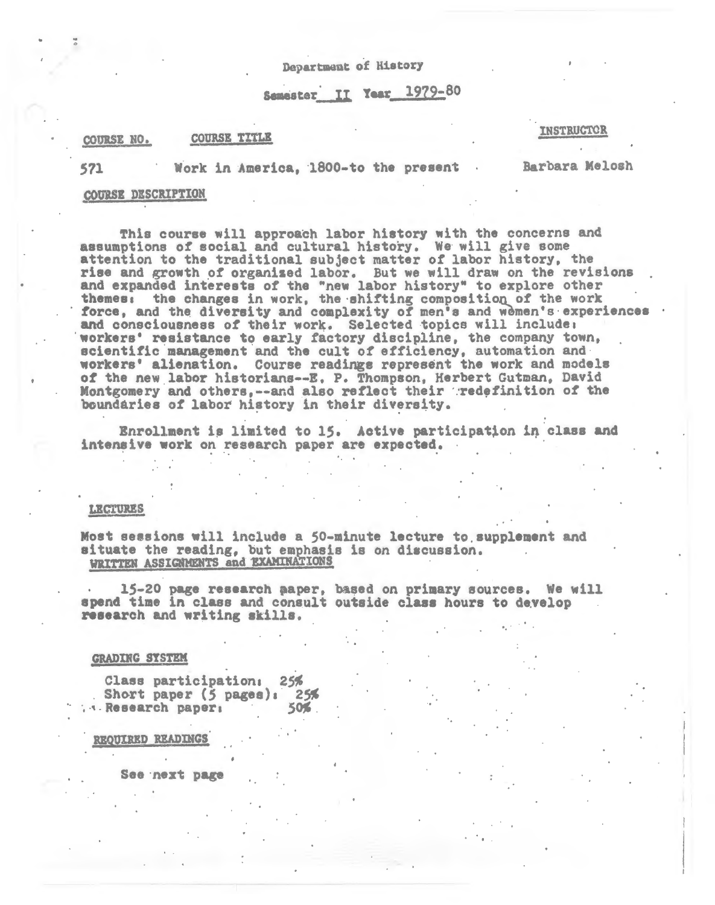Department of History

Semester II Year 1979-80

| COURSE NO. | COURSE TITLE | INSTRUCTOR |
| --- | --- | --- |
| 571 | Work in America, 1800-to the present | Barbara Melosh |

## COURSE DESCRIPTION

This course will approach labor history with the concerns and assumptions of social and cultural history. We will give some attention to the traditional subject matter of labor history, the rise and growth of organized labor. But we will draw on the revisions and expanded interests of the "new labor history" to explore other themes: the changes in work, the shifting composition of the work force, and the diversity and complexity of men's and women's experiences and consciousness of their work. Selected topics will include: workers' resistance to early factory discipline, the company town, scientific management and the cult of efficiency, automation and workers' alienation. Course readings represent the work and models of the new labor historians--E. P. Thompson, Herbert Gutman, David Montgomery and others,--and also reflect their redefinition of the boundaries of labor history in their diversity.

Enrollment is limited to 15. Active participation in class and intensive work on research paper are expected.

## LECTURES

Most sessions will include a 50-minute lecture to supplement and situate the reading, but emphasis is on discussion.

## WRITTEN ASSIGNMENTS and EXAMINATIONS

15-20 page research paper, based on primary sources. We will spend time in class and consult outside class hours to develop research and writing skills.

## GRADING SYSTEM

Class participation: 25%
Short paper (5 pages): 25%
Research paper: 50%

## REQUIRED READINGS

See next page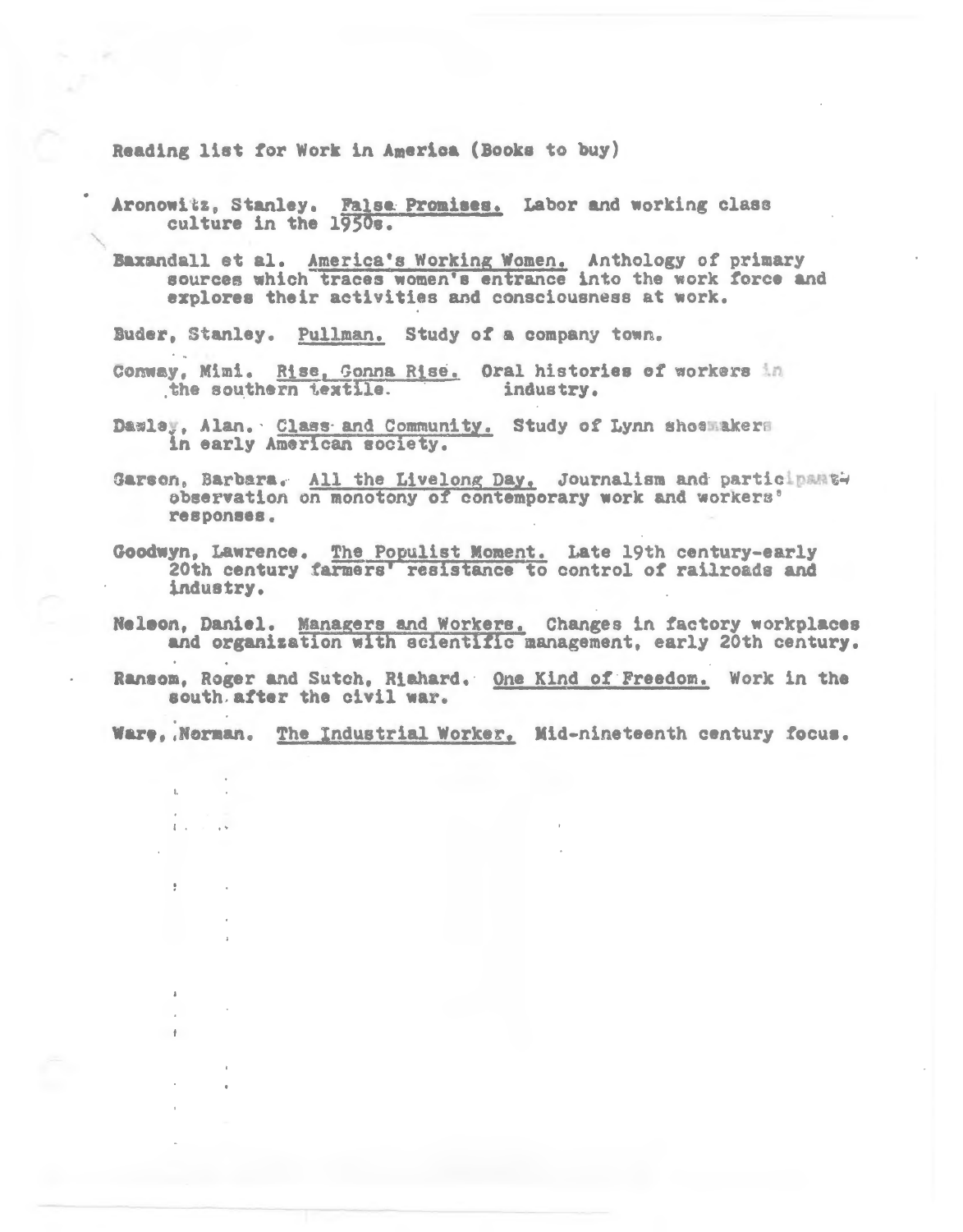Reading list for Work in America (Books to buy)

Aronowitz, Stanley. False Promises. Labor and working class culture in the 1950s.

Baxandall et al. America's Working Women. Anthology of primary sources which traces women's entrance into the work force and explores their activities and consciousness at work.

Buder, Stanley. Pullman. Study of a company town.

Conway, Mimi. Rise, Gonna Rise. Oral histories of workers in the southern textile industry.

Dawley, Alan. Class and Community. Study of Lynn shoemakers in early American society.

Garson, Barbara. All the Livelong Day. Journalism and participant-observation on monotony of contemporary work and workers' responses.

Goodwyn, Lawrence. The Populist Moment. Late 19th century-early 20th century farmers' resistance to control of railroads and industry.

Nelson, Daniel. Managers and Workers. Changes in factory workplaces and organization with scientific management, early 20th century.

Ransom, Roger and Sutch, Riahard. One Kind of Freedom. Work in the south after the civil war.

Ware, Norman. The Industrial Worker. Mid-nineteenth century focus.